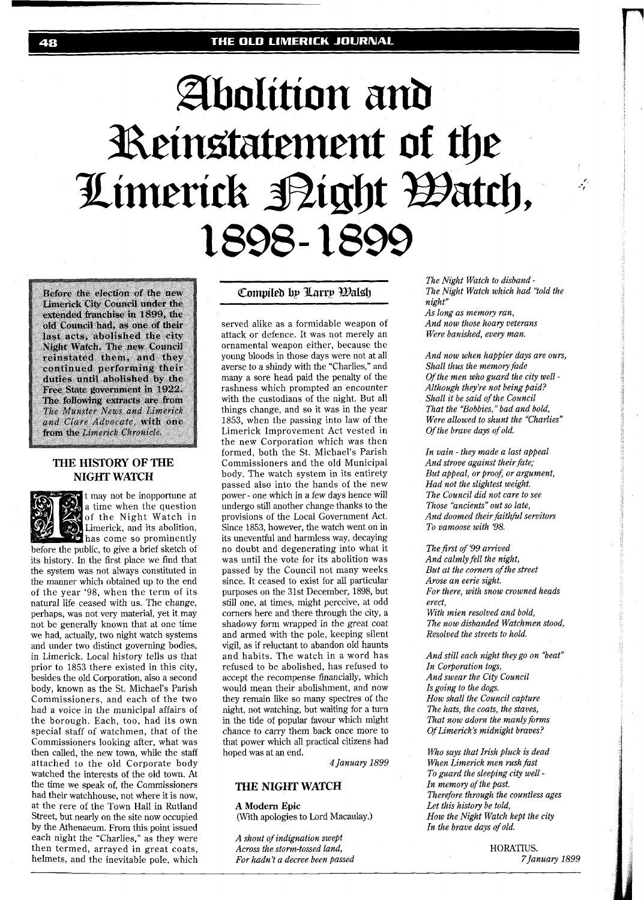# Abolition and Reinstatement of the Limerick Night Watch, 1898-1899

**Before the election of the new Limerick City Council under the extended franchise in 1899, the old Council had, as one of their last acts, abolished the city Night Watch. The new Council reinstated them, and they continued performing their duties until abolished by the Free State government in 1922. The following extracts are from *The Munster News and Limerick and Clare Advocate*, with one from the *Limerick Chronicle*.**

## THE HISTORY OF THE NIGHT WATCH

It may not be inopportune at a time when the question of the Night Watch in Limerick, and its abolition, has come so prominently before the public, to give a brief sketch of its history. In the first place we find that the system was not always constituted in the manner which obtained up to the end of the year '98, when the term of its natural life ceased with us. The change, perhaps, was not very material, yet it may not be generally known that at one time we had, actually, two night watch systems and under two distinct governing bodies, in Limerick. Local history tells us that prior to 1853 there existed in this city, besides the old Corporation, also a second body, known as the St. Michael's Parish Commissioners, and each of the two had a voice in the municipal affairs of the borough. Each, too, had its own special staff of watchmen, that of the Commissioners looking after, what was then called, the new town, while the staff attached to the old Corporate body watched the interests of the old town. At the time we speak of, the Commissioners had their watchhouse, not where it is now, at the rere of the Town Hall in Rutland Street, but nearly on the site now occupied by the Athenaeum. From this point issued each night the "Charlies," as they were then termed, arrayed in great coats, helmets, and the inevitable pole, which served alike as a formidable weapon of attack or defence. It was not merely an ornamental weapon either, because the young bloods in those days were not at all averse to a shindy with the "Charlies," and many a sore head paid the penalty of the rashness which prompted an encounter with the custodians of the night. But all things change, and so it was in the year 1853, when the passing into law of the Limerick Improvement Act vested in the new Corporation which was then formed, both the St. Michael's Parish Commissioners and the old Municipal body. The watch system in its entirety passed also into the hands of the new power - one which in a few days hence will undergo still another change thanks to the provisions of the Local Government Act. Since 1853, however, the watch went on in its uneventful and harmless way, decaying no doubt and degenerating into what it was until the vote for its abolition was passed by the Council not many weeks since. It ceased to exist for all particular purposes on the 31st December, 1898, but still one, at times, might perceive, at odd corners here and there through the city, a shadowy form wrapped in the great coat and armed with the pole, keeping silent vigil, as if reluctant to abandon old haunts and habits. The watch in a word has refused to be abolished, has refused to accept the recompense financially, which would mean their abolishment, and now they remain like so many spectres of the night, not watching, but waiting for a turn in the tide of popular favour which might chance to carry them back once more to that power which all practical citizens had hoped was at an end.

*4 January 1899*

## THE NIGHT WATCH

**A Modern Epic**
(With apologies to Lord Macaulay.)

*A shout of indignation swept*
*Across the storm-tossed land,*
*For hadn't a decree been passed*
*The Night Watch to disband -*
*The Night Watch which had "told the night"*
*As long as memory ran,*
*And now those hoary veterans*
*Were banished, every man.*

*And now when happier days are ours,*
*Shall thus the memory fade*
*Of the men who guard the city well -*
*Although they're not being paid?*
*Shall it be said of the Council*
*That the "Bobbies," bad and bold,*
*Were allowed to shunt the "Charlies"*
*Of the brave days of old.*

*In vain - they made a last appeal*
*And strove against their fate;*
*But appeal, or proof, or argument,*
*Had not the slightest weight.*
*The Council did not care to see*
*Those "ancients" out so late,*
*And doomed their faithful servitors*
*To vamoose with '98.*

*The first of '99 arrived*
*And calmly fell the night,*
*But at the corners of the street*
*Arose an eerie sight.*
*For there, with snow crowned heads erect,*
*With mien resolved and bold,*
*The now disbanded Watchmen stood,*
*Resolved the streets to hold.*

*And still each night they go on "beat"*
*In Corporation togs,*
*And swear the City Council*
*Is going to the dogs.*
*How shall the Council capture*
*The hats, the coats, the staves,*
*That now adorn the manly forms*
*Of Limerick's midnight braves?*

*Who says that Irish pluck is dead*
*When Limerick men rush fast*
*To guard the sleeping city well -*
*In memory of the past.*
*Therefore through the countless ages*
*Let this history be told,*
*How the Night Watch kept the city*
*In the brave days of old.*

HORATIUS.
*7 January 1899*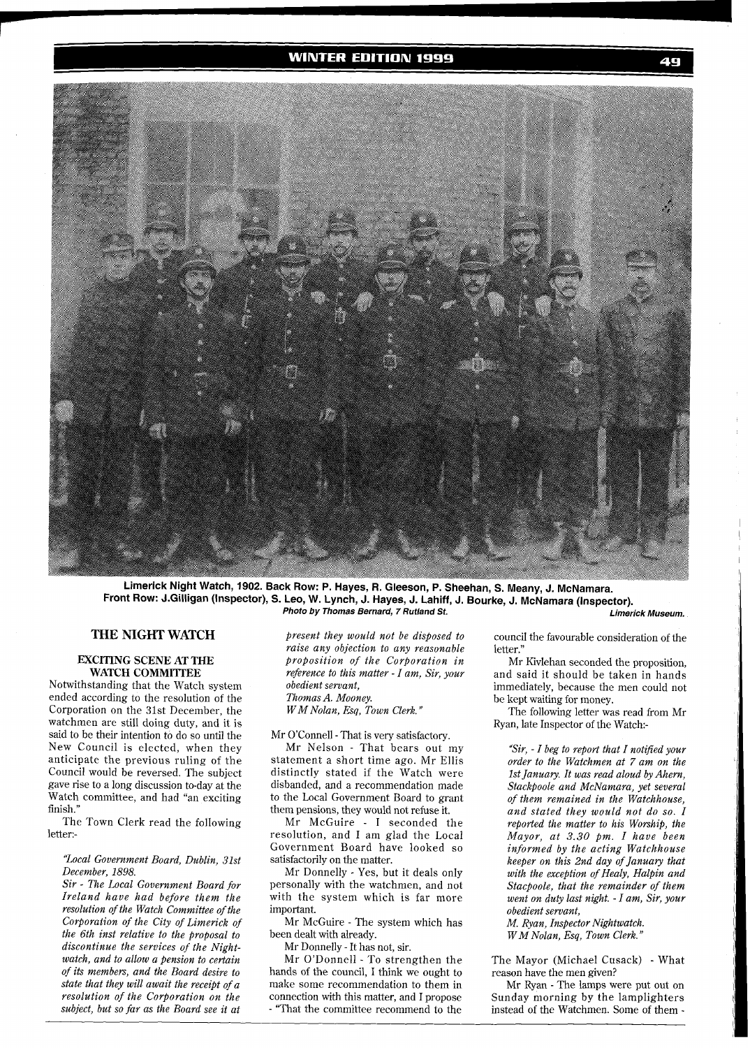Limerick Night Watch, 1902. Back Row: P. Hayes, R. Gleeson, P. Sheehan, S. Meany, J. McNamara. Front Row: J.Gilligan (Inspector), S. Leo, W. Lynch, J. Hayes, J. Lahiff, J. Bourke, J. McNamara (Inspector).
*Photo by Thomas Bernard, 7 Rutland St.* *Limerick Museum.*

## THE NIGHT WATCH

### EXCITING SCENE AT THE WATCH COMMITTEE

Notwithstanding that the Watch system ended according to the resolution of the Corporation on the 31st December, the watchmen are still doing duty, and it is said to be their intention to do so until the New Council is elected, when they anticipate the previous ruling of the Council would be reversed. The subject gave rise to a long discussion to-day at the Watch committee, and had "an exciting finish."

The Town Clerk read the following letter:-

*"Local Government Board, Dublin, 31st December, 1898.*
*Sir - The Local Government Board for Ireland have had before them the resolution of the Watch Committee of the Corporation of the City of Limerick of the 6th inst relative to the proposal to discontinue the services of the Night-watch, and to allow a pension to certain of its members, and the Board desire to state that they will await the receipt of a resolution of the Corporation on the subject, but so far as the Board see it at present they would not be disposed to raise any objection to any reasonable proposition of the Corporation in reference to this matter - I am, Sir, your obedient servant,*
*Thomas A. Mooney.*
*W M Nolan, Esq, Town Clerk."*

Mr O'Connell - That is very satisfactory.

Mr Nelson - That bears out my statement a short time ago. Mr Ellis distinctly stated if the Watch were disbanded, and a recommendation made to the Local Government Board to grant them pensions, they would not refuse it.

Mr McGuire - I seconded the resolution, and I am glad the Local Government Board have looked so satisfactorily on the matter.

Mr Donnelly - Yes, but it deals only personally with the watchmen, and not with the system which is far more important.

Mr McGuire - The system which has been dealt with already.

Mr Donnelly - It has not, sir.

Mr O'Donnell - To strengthen the hands of the council, I think we ought to make some recommendation to them in connection with this matter, and I propose - "That the committee recommend to the council the favourable consideration of the letter."

Mr Kivlehan seconded the proposition, and said it should be taken in hands immediately, because the men could not be kept waiting for money.

The following letter was read from Mr Ryan, late Inspector of the Watch:-

*"Sir, - I beg to report that I notified your order to the Watchmen at 7 am on the 1st January. It was read aloud by Ahern, Stackpoole and McNamara, yet several of them remained in the Watchhouse, and stated they would not do so. I reported the matter to his Worship, the Mayor, at 3.30 pm. I have been informed by the acting Watchhouse keeper on this 2nd day of January that with the exception of Healy, Halpin and Stacpoole, that the remainder of them went on duty last night. - I am, Sir, your obedient servant,*
*M. Ryan, Inspector Nightwatch.*
*W M Nolan, Esq, Town Clerk."*

The Mayor (Michael Cusack) - What reason have the men given?

Mr Ryan - The lamps were put out on Sunday morning by the lamplighters instead of the Watchmen. Some of them -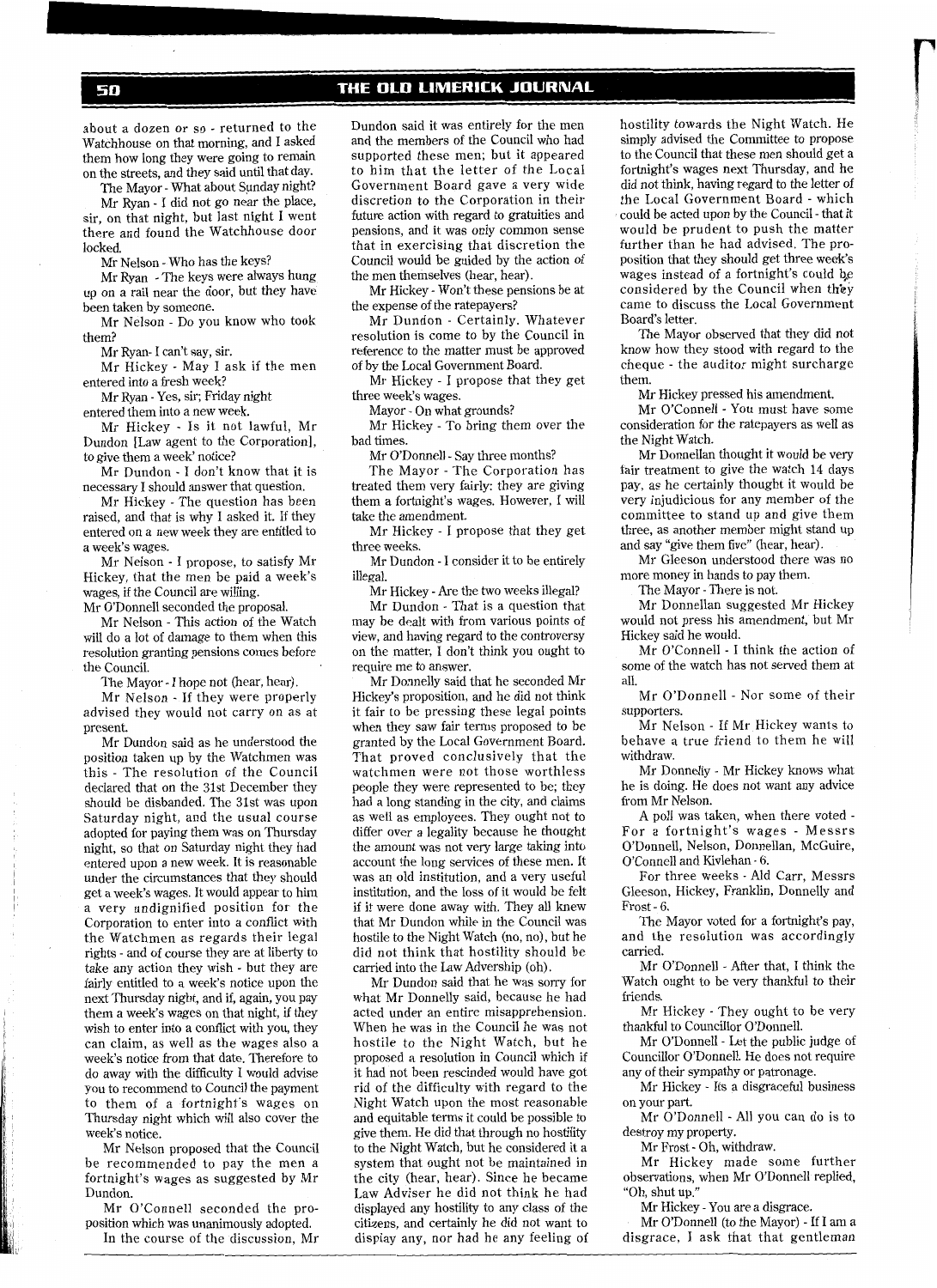about a dozen or so - returned to the Watchhouse on that morning, and I asked them how long they were going to remain on the streets, and they said until that day.

The Mayor - What about Sunday night?

Mr Ryan - I did not go near the place, sir, on that night, but last night I went there and found the Watchhouse door locked.

Mr Nelson - Who has the keys?

Mr Ryan - The keys were always hung up on a rail near the door, but they have been taken by someone.

Mr Nelson - Do you know who took them?

Mr Ryan- I can't say, sir.

Mr Hickey - May I ask if the men entered into a fresh week?

Mr Ryan - Yes, sir; Friday night entered them into a new week.

Mr Hickey - Is it not lawful, Mr Dundon [Law agent to the Corporation], to give them a week' notice?

Mr Dundon - I don't know that it is necessary I should answer that question.

Mr Hickey - The question has been raised, and that is why I asked it. If they entered on a new week they are entitled to a week's wages.

Mr Nelson - I propose, to satisfy Mr Hickey, that the men be paid a week's wages, if the Council are willing.

Mr O'Donnell seconded the proposal.

Mr Nelson - This action of the Watch will do a lot of damage to them when this resolution granting pensions comes before the Council.

The Mayor - I hope not (hear, hear).

Mr Nelson - If they were properly advised they would not carry on as at present.

Mr Dundon said as he understood the position taken up by the Watchmen was this - The resolution of the Council declared that on the 31st December they should be disbanded. The 31st was upon Saturday night, and the usual course adopted for paying them was on Thursday night, so that on Saturday night they had entered upon a new week. It is reasonable under the circumstances that they should get a week's wages. It would appear to him a very undignified position for the Corporation to enter into a conflict with the Watchmen as regards their legal rights - and of course they are at liberty to take any action they wish - but they are fairly entitled to a week's notice upon the next Thursday night, and if, again, you pay them a week's wages on that night, if they wish to enter into a conflict with you, they can claim, as well as the wages also a week's notice from that date. Therefore to do away with the difficulty I would advise you to recommend to Council the payment to them of a fortnight's wages on Thursday night which will also cover the week's notice.

Mr Nelson proposed that the Council be recommended to pay the men a fortnight's wages as suggested by Mr Dundon.

Mr O'Connell seconded the proposition which was unanimously adopted.

In the course of the discussion, Mr Dundon said it was entirely for the men and the members of the Council who had supported these men; but it appeared to him that the letter of the Local Government Board gave a very wide discretion to the Corporation in their future action with regard to gratuities and pensions, and it was only common sense that in exercising that discretion the Council would be guided by the action of the men themselves (hear, hear).

Mr Hickey - Won't these pensions be at the expense of the ratepayers?

Mr Dundon - Certainly. Whatever resolution is come to by the Council in reference to the matter must be approved of by the Local Government Board.

Mr Hickey - I propose that they get three week's wages.

Mayor - On what grounds?

Mr Hickey - To bring them over the bad times.

Mr O'Donnell - Say three months?

The Mayor - The Corporation has treated them very fairly: they are giving them a fortnight's wages. However, I will take the amendment.

Mr Hickey - I propose that they get three weeks.

Mr Dundon - I consider it to be entirely illegal.

Mr Hickey - Are the two weeks illegal?

Mr Dundon - That is a question that may be dealt with from various points of view, and having regard to the controversy on the matter, I don't think you ought to require me to answer.

Mr Donnelly said that he seconded Mr Hickey's proposition, and he did not think it fair to be pressing these legal points when they saw fair terms proposed to be granted by the Local Government Board. That proved conclusively that the watchmen were not those worthless people they were represented to be; they had a long standing in the city, and claims as well as employees. They ought not to differ over a legality because he thought the amount was not very large taking into account the long services of these men. It was an old institution, and a very useful institution, and the loss of it would be felt if it were done away with. They all knew that Mr Dundon while in the Council was hostile to the Night Watch (no, no), but he did not think that hostility should be carried into the Law Adversihp (oh).

Mr Dundon said that he was sorry for what Mr Donnelly said, because he had acted under an entire misapprehension. When he was in the Council he was not hostile to the Night Watch, but he proposed a resolution in Council which if it had not been rescinded would have got rid of the difficulty with regard to the Night Watch upon the most reasonable and equitable terms it could be possible to give them. He did that through no hostility to the Night Watch, but he considered it a system that ought not be maintained in the city (hear, hear). Since he became Law Adviser he did not think he had displayed any hostility to any class of the citizens, and certainly he did not want to display any, nor had he any feeling of hostility towards the Night Watch. He simply advised the Committee to propose to the Council that these men should get a fortnight's wages next Thursday, and he did not think, having regard to the letter of the Local Government Board - which could be acted upon by the Council - that it would be prudent to push the matter further than he had advised. The proposition that they should get three week's wages instead of a fortnight's could be considered by the Council when they came to discuss the Local Government Board's letter.

The Mayor observed that they did not know how they stood with regard to the cheque - the auditor might surcharge them.

Mr Hickey pressed his amendment.

Mr O'Connell - You must have some consideration for the ratepayers as well as the Night Watch.

Mr Donnellan thought it would be very fair treatment to give the watch 14 days pay, as he certainly thought it would be very injudicious for any member of the committee to stand up and give them three, as another member might stand up and say "give them five" (hear, hear).

Mr Gleeson understood there was no more money in hands to pay them.

The Mayor - There is not.

Mr Donnellan suggested Mr Hickey would not press his amendment, but Mr Hickey said he would.

Mr O'Connell - I think the action of some of the watch has not served them at all.

Mr O'Donnell - Nor some of their supporters.

Mr Nelson - If Mr Hickey wants to behave a true friend to them he will withdraw.

Mr Donnelly - Mr Hickey knows what he is doing. He does not want any advice from Mr Nelson.

A poll was taken, when there voted - For a fortnight's wages - Messrs O'Donnell, Nelson, Donnellan, McGuire, O'Connell and Kivlehan - 6.

For three weeks - Ald Carr, Messrs Gleeson, Hickey, Franklin, Donnelly and Frost - 6.

The Mayor voted for a fortnight's pay, and the resolution was accordingly carried.

Mr O'Donnell - After that, I think the Watch ought to be very thankful to their friends.

Mr Hickey - They ought to be very thankful to Councillor O'Donnell.

Mr O'Donnell - Let the public judge of Councillor O'Donnell. He does not require any of their sympathy or patronage.

Mr Hickey - Its a disgraceful business on your part.

Mr O'Donnell - All you can do is to destroy my property.

Mr Frost - Oh, withdraw.

Mr Hickey made some further observations, when Mr O'Donnell replied, "Oh, shut up."

Mr Hickey - You are a disgrace.

Mr O'Donnell (to the Mayor) - If I am a disgrace, I ask that that gentleman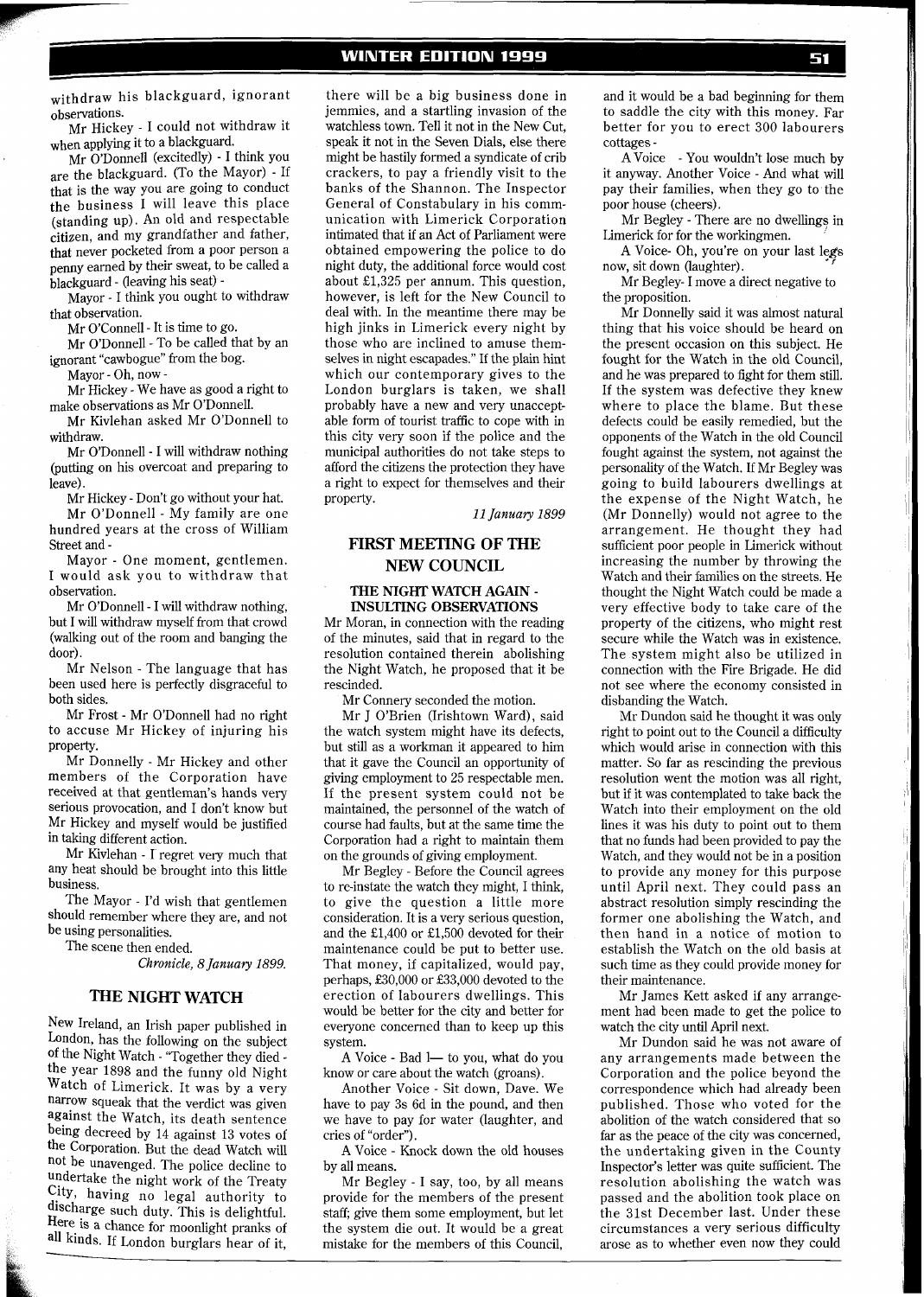withdraw his blackguard, ignorant observations.

Mr Hickey - I could not withdraw it when applying it to a blackguard.

Mr O'Donnell (excitedly) - I think you are the blackguard. (To the Mayor) - If that is the way you are going to conduct the business I will leave this place (standing up). An old and respectable citizen, and my grandfather and father, that never pocketed from a poor person a penny earned by their sweat, to be called a blackguard - (leaving his seat) -

Mayor - I think you ought to withdraw that observation.

Mr O'Connell - It is time to go.

Mr O'Donnell - To be called that by an ignorant "cawbogue" from the bog.

Mayor - Oh, now -

Mr Hickey - We have as good a right to make observations as Mr O'Donnell.

Mr Kivlehan asked Mr O'Donnell to withdraw.

Mr O'Donnell - I will withdraw nothing (putting on his overcoat and preparing to leave).

Mr Hickey - Don't go without your hat.

Mr O'Donnell - My family are one hundred years at the cross of William Street and -

Mayor - One moment, gentlemen. I would ask you to withdraw that observation.

Mr O'Donnell - I will withdraw nothing, but I will withdraw myself from that crowd (walking out of the room and banging the door).

Mr Nelson - The language that has been used here is perfectly disgraceful to both sides.

Mr Frost - Mr O'Donnell had no right to accuse Mr Hickey of injuring his property.

Mr Donnelly - Mr Hickey and other members of the Corporation have received at that gentleman's hands very serious provocation, and I don't know but Mr Hickey and myself would be justified in taking different action.

Mr Kivlehan - I regret very much that any heat should be brought into this little business.

The Mayor - I'd wish that gentlemen should remember where they are, and not be using personalities.

The scene then ended.

*Chronicle, 8 January 1899.*

## THE NIGHT WATCH

New Ireland, an Irish paper published in London, has the following on the subject of the Night Watch - "Together they died - the year 1898 and the funny old Night Watch of Limerick. It was by a very narrow squeak that the verdict was given against the Watch, its death sentence being decreed by 14 against 13 votes of the Corporation. But the dead Watch will not be unavenged. The police decline to undertake the night work of the Treaty City, having no legal authority to discharge such duty. This is delightful. Here is a chance for moonlight pranks of all kinds. If London burglars hear of it, there will be a big business done in jemmies, and a startling invasion of the watchless town. Tell it not in the New Cut, speak it not in the Seven Dials, else there might be hastily formed a syndicate of crib crackers, to pay a friendly visit to the banks of the Shannon. The Inspector General of Constabulary in his communication with Limerick Corporation intimated that if an Act of Parliament were obtained empowering the police to do night duty, the additional force would cost about £1,325 per annum. This question, however, is left for the New Council to deal with. In the meantime there may be high jinks in Limerick every night by those who are inclined to amuse themselves in night escapades." If the plain hint which our contemporary gives to the London burglars is taken, we shall probably have a new and very unacceptable form of tourist traffic to cope with in this city very soon if the police and the municipal authorities do not take steps to afford the citizens the protection they have a right to expect for themselves and their property.

*11 January 1899*

## FIRST MEETING OF THE NEW COUNCIL

### THE NIGHT WATCH AGAIN - INSULTING OBSERVATIONS

Mr Moran, in connection with the reading of the minutes, said that in regard to the resolution contained therein abolishing the Night Watch, he proposed that it be rescinded.

Mr Connery seconded the motion.

Mr J O'Brien (Irishtown Ward), said the watch system might have its defects, but still as a workman it appeared to him that it gave the Council an opportunity of giving employment to 25 respectable men. If the present system could not be maintained, the personnel of the watch of course had faults, but at the same time the Corporation had a right to maintain them on the grounds of giving employment.

Mr Begley - Before the Council agrees to re-instate the watch they might, I think, to give the question a little more consideration. It is a very serious question, and the £1,400 or £1,500 devoted for their maintenance could be put to better use. That money, if capitalized, would pay, perhaps, £30,000 or £33,000 devoted to the erection of labourers dwellings. This would be better for the city and better for everyone concerned than to keep up this system.

A Voice - Bad l— to you, what do you know or care about the watch (groans).

Another Voice - Sit down, Dave. We have to pay 3s 6d in the pound, and then we have to pay for water (laughter, and cries of "order").

A Voice - Knock down the old houses by all means.

Mr Begley - I say, too, by all means provide for the members of the present staff; give them some employment, but let the system die out. It would be a great mistake for the members of this Council, and it would be a bad beginning for them to saddle the city with this money. Far better for you to erect 300 labourers cottages -

A Voice - You wouldn't lose much by it anyway. Another Voice - And what will pay their families, when they go to the poor house (cheers).

Mr Begley - There are no dwellings in Limerick for for the workingmen.

A Voice- Oh, you're on your last legs now, sit down (laughter).

Mr Begley- I move a direct negative to the proposition.

Mr Donnelly said it was almost natural thing that his voice should be heard on the present occasion on this subject. He fought for the Watch in the old Council, and he was prepared to fight for them still. If the system was defective they knew where to place the blame. But these defects could be easily remedied, but the opponents of the Watch in the old Council fought against the system, not against the personality of the Watch. If Mr Begley was going to build labourers dwellings at the expense of the Night Watch, he (Mr Donnelly) would not agree to the arrangement. He thought they had sufficient poor people in Limerick without increasing the number by throwing the Watch and their families on the streets. He thought the Night Watch could be made a very effective body to take care of the property of the citizens, who might rest secure while the Watch was in existence. The system might also be utilized in connection with the Fire Brigade. He did not see where the economy consisted in disbanding the Watch.

Mr Dundon said he thought it was only right to point out to the Council a difficulty which would arise in connection with this matter. So far as rescinding the previous resolution went the motion was all right, but if it was contemplated to take back the Watch into their employment on the old lines it was his duty to point out to them that no funds had been provided to pay the Watch, and they would not be in a position to provide any money for this purpose until April next. They could pass an abstract resolution simply rescinding the former one abolishing the Watch, and then hand in a notice of motion to establish the Watch on the old basis at such time as they could provide money for their maintenance.

Mr James Kett asked if any arrangement had been made to get the police to watch the city until April next.

Mr Dundon said he was not aware of any arrangements made between the Corporation and the police beyond the correspondence which had already been published. Those who voted for the abolition of the watch considered that so far as the peace of the city was concerned, the undertaking given in the County Inspector's letter was quite sufficient. The resolution abolishing the watch was passed and the abolition took place on the 31st December last. Under these circumstances a very serious difficulty arose as to whether even now they could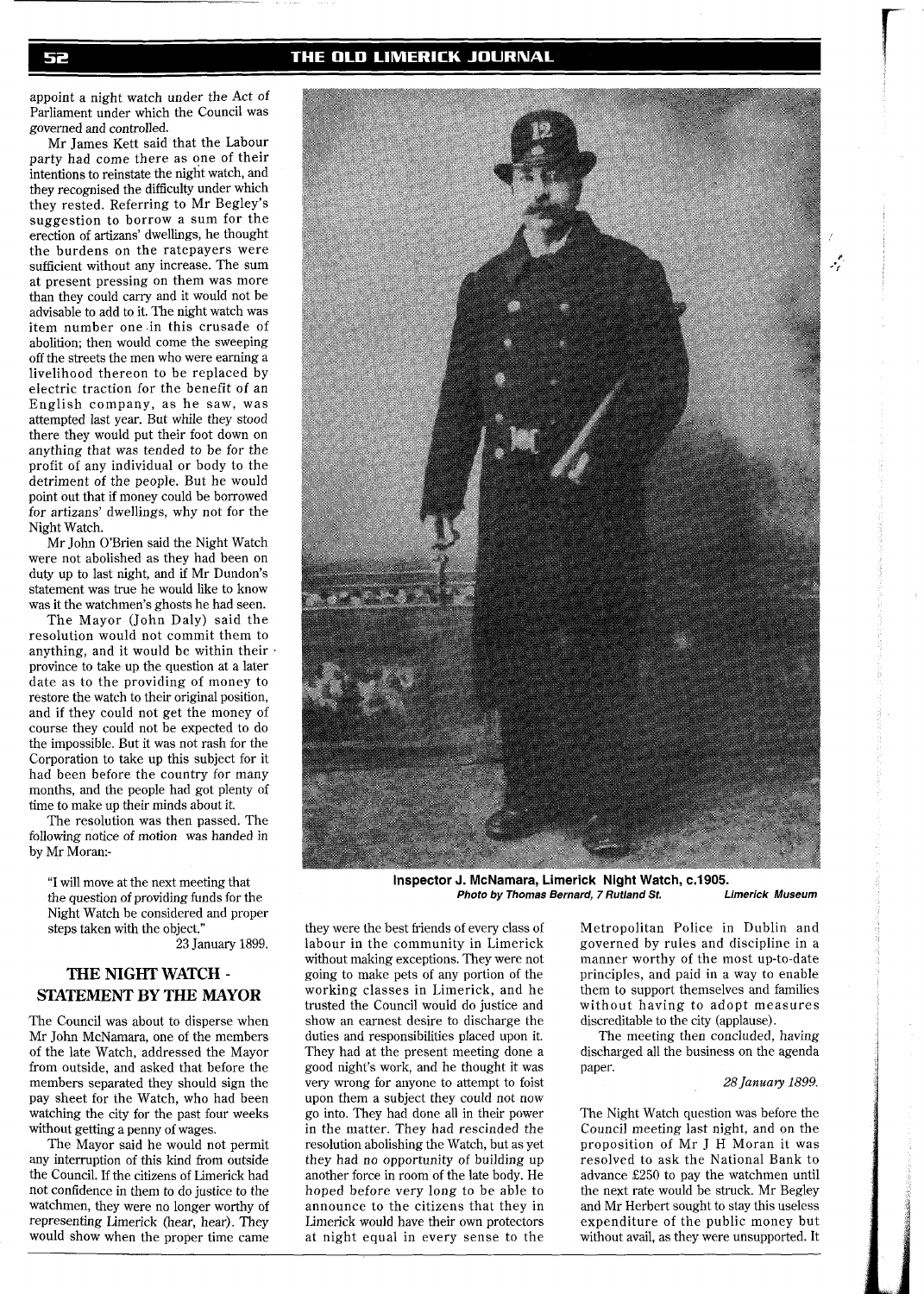appoint a night watch under the Act of Parliament under which the Council was governed and controlled.

Mr James Kett said that the Labour party had come there as one of their intentions to reinstate the night watch, and they recognised the difficulty under which they rested. Referring to Mr Begley's suggestion to borrow a sum for the erection of artizans' dwellings, he thought the burdens on the ratepayers were sufficient without any increase. The sum at present pressing on them was more than they could carry and it would not be advisable to add to it. The night watch was item number one in this crusade of abolition; then would come the sweeping off the streets the men who were earning a livelihood thereon to be replaced by electric traction for the benefit of an English company, as he saw, was attempted last year. But while they stood there they would put their foot down on anything that was tended to be for the profit of any individual or body to the detriment of the people. But he would point out that if money could be borrowed for artizans' dwellings, why not for the Night Watch.

Mr John O'Brien said the Night Watch were not abolished as they had been on duty up to last night, and if Mr Dundon's statement was true he would like to know was it the watchmen's ghosts he had seen.

The Mayor (John Daly) said the resolution would not commit them to anything, and it would be within their province to take up the question at a later date as to the providing of money to restore the watch to their original position, and if they could not get the money of course they could not be expected to do the impossible. But it was not rash for the Corporation to take up this subject for it had been before the country for many months, and the people had got plenty of time to make up their minds about it.

The resolution was then passed. The following notice of motion was handed in by Mr Moran:-

> "I will move at the next meeting that the question of providing funds for the Night Watch be considered and proper steps taken with the object."

23 January 1899.

## THE NIGHT WATCH - STATEMENT BY THE MAYOR

The Council was about to disperse when Mr John McNamara, one of the members of the late Watch, addressed the Mayor from outside, and asked that before the members separated they should sign the pay sheet for the Watch, who had been watching the city for the past four weeks without getting a penny of wages.

The Mayor said he would not permit any interruption of this kind from outside the Council. If the citizens of Limerick had not confidence in them to do justice to the watchmen, they were no longer worthy of representing Limerick (hear, hear). They would show when the proper time came they were the best friends of every class of labour in the community in Limerick without making exceptions. They were not going to make pets of any portion of the working classes in Limerick, and he trusted the Council would do justice and show an earnest desire to discharge the duties and responsibilities placed upon it. They had at the present meeting done a good night's work, and he thought it was very wrong for anyone to attempt to foist upon them a subject they could not now go into. They had done all in their power in the matter. They had rescinded the resolution abolishing the Watch, but as yet they had no opportunity of building up another force in room of the late body. He hoped before very long to be able to announce to the citizens that they in Limerick would have their own protectors at night equal in every sense to the Metropolitan Police in Dublin and governed by rules and discipline in a manner worthy of the most up-to-date principles, and paid in a way to enable them to support themselves and families without having to adopt measures discreditable to the city (applause).

The meeting then concluded, having discharged all the business on the agenda paper.

*28 January 1899.*

The Night Watch question was before the Council meeting last night, and on the proposition of Mr J H Moran it was resolved to ask the National Bank to advance £250 to pay the watchmen until the next rate would be struck. Mr Begley and Mr Herbert sought to stay this useless expenditure of the public money but without avail, as they were unsupported. It

**Inspector J. McNamara, Limerick Night Watch, c.1905.**
***Photo by Thomas Bernard, 7 Rutland St.*** ***Limerick Museum***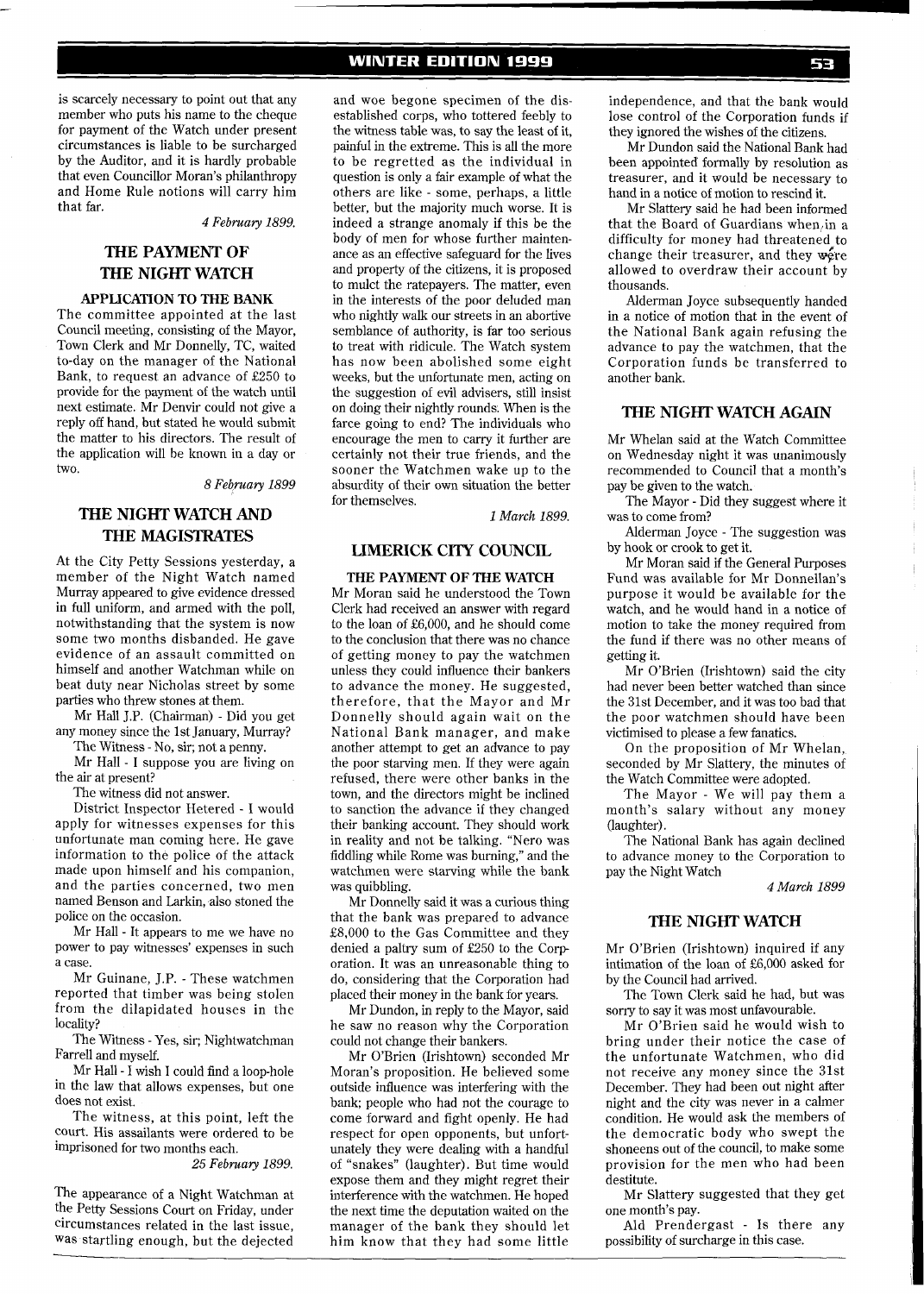is scarcely necessary to point out that any member who puts his name to the cheque for payment of the Watch under present circumstances is liable to be surcharged by the Auditor, and it is hardly probable that even Councillor Moran's philanthropy and Home Rule notions will carry him that far.

*4 February 1899.*

## THE PAYMENT OF THE NIGHT WATCH

### APPLICATION TO THE BANK

The committee appointed at the last Council meeting, consisting of the Mayor, Town Clerk and Mr Donnelly, TC, waited to-day on the manager of the National Bank, to request an advance of £250 to provide for the payment of the watch until next estimate. Mr Denvir could not give a reply off hand, but stated he would submit the matter to his directors. The result of the application will be known in a day or two.

*8 February 1899*

## THE NIGHT WATCH AND THE MAGISTRATES

At the City Petty Sessions yesterday, a member of the Night Watch named Murray appeared to give evidence dressed in full uniform, and armed with the poll, notwithstanding that the system is now some two months disbanded. He gave evidence of an assault committed on himself and another Watchman while on beat duty near Nicholas street by some parties who threw stones at them.

Mr Hall J.P. (Chairman) - Did you get any money since the 1st January, Murray?

The Witness - No, sir; not a penny.

Mr Hall - I suppose you are living on the air at present?

The witness did not answer.

District Inspector Hetered - I would apply for witnesses expenses for this unfortunate man coming here. He gave information to the police of the attack made upon himself and his companion, and the parties concerned, two men named Benson and Larkin, also stoned the police on the occasion.

Mr Hall - It appears to me we have no power to pay witnesses' expenses in such a case.

Mr Guinane, J.P. - These watchmen reported that timber was being stolen from the dilapidated houses in the locality?

The Witness - Yes, sir; Nightwatchman Farrell and myself.

Mr Hall - I wish I could find a loop-hole in the law that allows expenses, but one does not exist.

The witness, at this point, left the court. His assailants were ordered to be imprisoned for two months each.

*25 February 1899.*

The appearance of a Night Watchman at the Petty Sessions Court on Friday, under circumstances related in the last issue, was startling enough, but the dejected and woe begone specimen of the disestablished corps, who tottered feebly to the witness table was, to say the least of it, painful in the extreme. This is all the more to be regretted as the individual in question is only a fair example of what the others are like - some, perhaps, a little better, but the majority much worse. It is indeed a strange anomaly if this be the body of men for whose further maintenance as an effective safeguard for the lives and property of the citizens, it is proposed to mulct the ratepayers. The matter, even in the interests of the poor deluded man who nightly walk our streets in an abortive semblance of authority, is far too serious to treat with ridicule. The Watch system has now been abolished some eight weeks, but the unfortunate men, acting on the suggestion of evil advisers, still insist on doing their nightly rounds. When is the farce going to end? The individuals who encourage the men to carry it further are certainly not their true friends, and the sooner the Watchmen wake up to the absurdity of their own situation the better for themselves.

*1 March 1899.*

## LIMERICK CITY COUNCIL

### THE PAYMENT OF THE WATCH

Mr Moran said he understood the Town Clerk had received an answer with regard to the loan of £6,000, and he should come to the conclusion that there was no chance of getting money to pay the watchmen unless they could influence their bankers to advance the money. He suggested, therefore, that the Mayor and Mr Donnelly should again wait on the National Bank manager, and make another attempt to get an advance to pay the poor starving men. If they were again refused, there were other banks in the town, and the directors might be inclined to sanction the advance if they changed their banking account. They should work in reality and not be talking. "Nero was fiddling while Rome was burning," and the watchmen were starving while the bank was quibbling.

Mr Donnelly said it was a curious thing that the bank was prepared to advance £8,000 to the Gas Committee and they denied a paltry sum of £250 to the Corporation. It was an unreasonable thing to do, considering that the Corporation had placed their money in the bank for years.

Mr Dundon, in reply to the Mayor, said he saw no reason why the Corporation could not change their bankers.

Mr O'Brien (Irishtown) seconded Mr Moran's proposition. He believed some outside influence was interfering with the bank; people who had not the courage to come forward and fight openly. He had respect for open opponents, but unfortunately they were dealing with a handful of "snakes" (laughter). But time would expose them and they might regret their interference with the watchmen. He hoped the next time the deputation waited on the manager of the bank they should let him know that they had some little independence, and that the bank would lose control of the Corporation funds if they ignored the wishes of the citizens.

Mr Dundon said the National Bank had been appointed formally by resolution as treasurer, and it would be necessary to hand in a notice of motion to rescind it.

Mr Slattery said he had been informed that the Board of Guardians when in a difficulty for money had threatened to change their treasurer, and they were allowed to overdraw their account by thousands.

Alderman Joyce subsequently handed in a notice of motion that in the event of the National Bank again refusing the advance to pay the watchmen, that the Corporation funds be transferred to another bank.

## THE NIGHT WATCH AGAIN

Mr Whelan said at the Watch Committee on Wednesday night it was unanimously recommended to Council that a month's pay be given to the watch.

The Mayor - Did they suggest where it was to come from?

Alderman Joyce - The suggestion was by hook or crook to get it.

Mr Moran said if the General Purposes Fund was available for Mr Donnellan's purpose it would be available for the watch, and he would hand in a notice of motion to take the money required from the fund if there was no other means of getting it.

Mr O'Brien (Irishtown) said the city had never been better watched than since the 31st December, and it was too bad that the poor watchmen should have been victimised to please a few fanatics.

On the proposition of Mr Whelan, seconded by Mr Slattery, the minutes of the Watch Committee were adopted.

The Mayor - We will pay them a month's salary without any money (laughter).

The National Bank has again declined to advance money to the Corporation to pay the Night Watch

*4 March 1899*

## THE NIGHT WATCH

Mr O'Brien (Irishtown) inquired if any intimation of the loan of £6,000 asked for by the Council had arrived.

The Town Clerk said he had, but was sorry to say it was most unfavourable.

Mr O'Brien said he would wish to bring under their notice the case of the unfortunate Watchmen, who did not receive any money since the 31st December. They had been out night after night and the city was never in a calmer condition. He would ask the members of the democratic body who swept the shoneens out of the council, to make some provision for the men who had been destitute.

Mr Slattery suggested that they get one month's pay.

Ald Prendergast - Is there any possibility of surcharge in this case.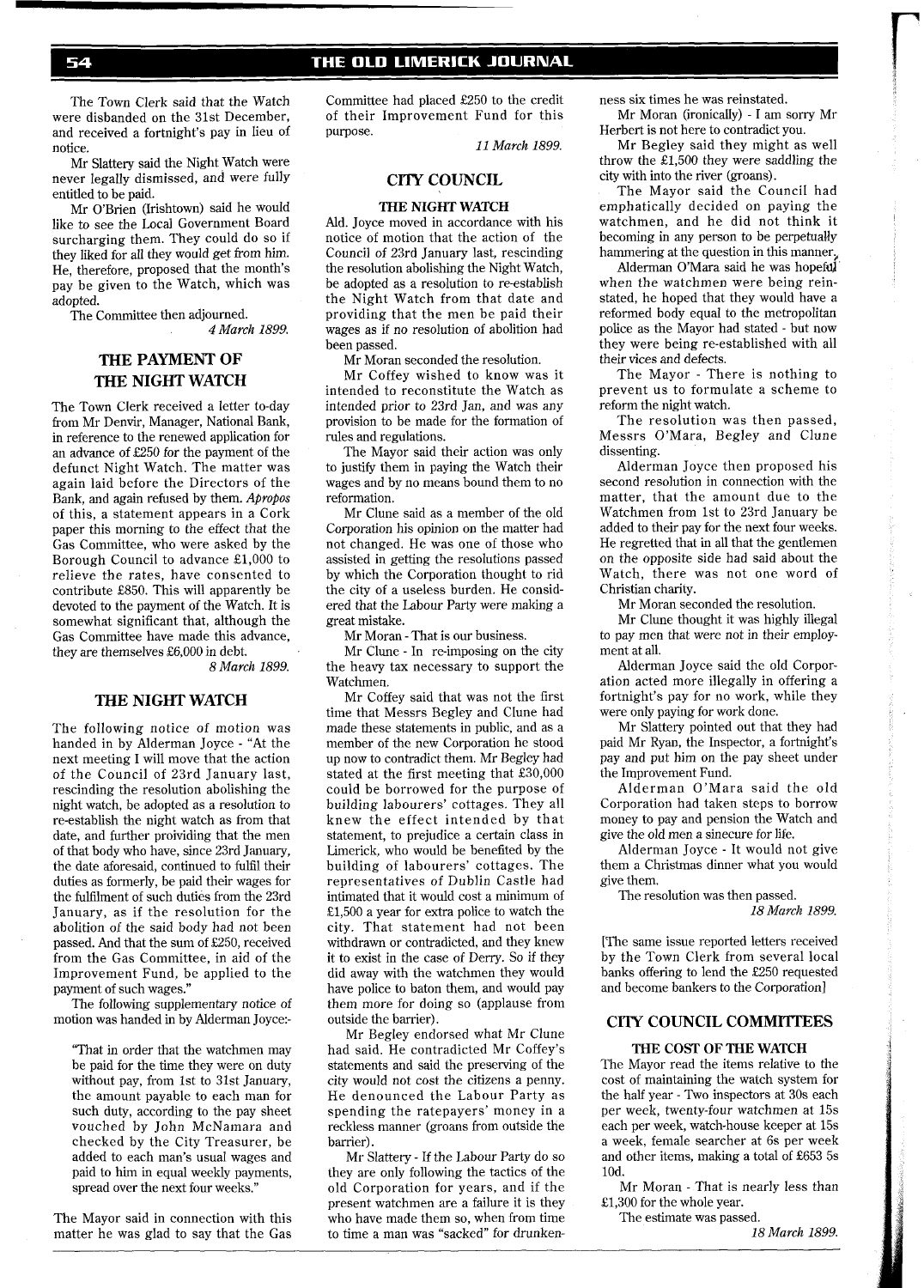The Town Clerk said that the Watch were disbanded on the 31st December, and received a fortnight's pay in lieu of notice.

Mr Slattery said the Night Watch were never legally dismissed, and were fully entitled to be paid.

Mr O'Brien (Irishtown) said he would like to see the Local Government Board surcharging them. They could do so if they liked for all they would get from him. He, therefore, proposed that the month's pay be given to the Watch, which was adopted.

The Committee then adjourned.

*4 March 1899.*

## THE PAYMENT OF THE NIGHT WATCH

The Town Clerk received a letter to-day from Mr Denvir, Manager, National Bank, in reference to the renewed application for an advance of £250 for the payment of the defunct Night Watch. The matter was again laid before the Directors of the Bank, and again refused by them. *Apropos* of this, a statement appears in a Cork paper this morning to the effect that the Gas Committee, who were asked by the Borough Council to advance £1,000 to relieve the rates, have consented to contribute £850. This will apparently be devoted to the payment of the Watch. It is somewhat significant that, although the Gas Committee have made this advance, they are themselves £6,000 in debt.

*8 March 1899.*

## THE NIGHT WATCH

The following notice of motion was handed in by Alderman Joyce - "At the next meeting I will move that the action of the Council of 23rd January last, rescinding the resolution abolishing the night watch, be adopted as a resolution to re-establish the night watch as from that date, and further proividing that the men of that body who have, since 23rd January, the date aforesaid, continued to fulfil their duties as formerly, be paid their wages for the fulfilment of such duties from the 23rd January, as if the resolution for the abolition of the said body had not been passed. And that the sum of £250, received from the Gas Committee, in aid of the Improvement Fund, be applied to the payment of such wages."

The following supplementary notice of motion was handed in by Alderman Joyce:-

> "That in order that the watchmen may be paid for the time they were on duty without pay, from 1st to 31st January, the amount payable to each man for such duty, according to the pay sheet vouched by John McNamara and checked by the City Treasurer, be added to each man's usual wages and paid to him in equal weekly payments, spread over the next four weeks."

The Mayor said in connection with this matter he was glad to say that the Gas Committee had placed £250 to the credit of their Improvement Fund for this purpose.

*11 March 1899.*

## CITY COUNCIL

### THE NIGHT WATCH

Ald. Joyce moved in accordance with his notice of motion that the action of the Council of 23rd January last, rescinding the resolution abolishing the Night Watch, be adopted as a resolution to re-establish the Night Watch from that date and providing that the men be paid their wages as if no resolution of abolition had been passed.

Mr Moran seconded the resolution.

Mr Coffey wished to know was it intended to reconstitute the Watch as intended prior to 23rd Jan, and was any provision to be made for the formation of rules and regulations.

The Mayor said their action was only to justify them in paying the Watch their wages and by no means bound them to no reformation.

Mr Clune said as a member of the old Corporation his opinion on the matter had not changed. He was one of those who assisted in getting the resolutions passed by which the Corporation thought to rid the city of a useless burden. He considered that the Labour Party were making a great mistake.

Mr Moran - That is our business.

Mr Clune - In re-imposing on the city the heavy tax necessary to support the Watchmen.

Mr Coffey said that was not the first time that Messrs Begley and Clune had made these statements in public, and as a member of the new Corporation he stood up now to contradict them. Mr Begley had stated at the first meeting that £30,000 could be borrowed for the purpose of building labourers' cottages. They all knew the effect intended by that statement, to prejudice a certain class in Limerick, who would be benefited by the building of labourers' cottages. The representatives of Dublin Castle had intimated that it would cost a minimum of £1,500 a year for extra police to watch the city. That statement had not been withdrawn or contradicted, and they knew it to exist in the case of Derry. So if they did away with the watchmen they would have police to baton them, and would pay them more for doing so (applause from outside the barrier).

Mr Begley endorsed what Mr Clune had said. He contradicted Mr Coffey's statements and said the preserving of the city would not cost the citizens a penny. He denounced the Labour Party as spending the ratepayers' money in a reckless manner (groans from outside the barrier).

Mr Slattery - If the Labour Party do so they are only following the tactics of the old Corporation for years, and if the present watchmen are a failure it is they who have made them so, when from time to time a man was "sacked" for drunkenness six times he was reinstated.

Mr Moran (ironically) - I am sorry Mr Herbert is not here to contradict you.

Mr Begley said they might as well throw the £1,500 they were saddling the city with into the river (groans).

The Mayor said the Council had emphatically decided on paying the watchmen, and he did not think it becoming in any person to be perpetually hammering at the question in this manner.

Alderman O'Mara said he was hopeful when the watchmen were being reinstated, he hoped that they would have a reformed body equal to the metropolitan police as the Mayor had stated - but now they were being re-established with all their vices and defects.

The Mayor - There is nothing to prevent us to formulate a scheme to reform the night watch.

The resolution was then passed, Messrs O'Mara, Begley and Clune dissenting.

Alderman Joyce then proposed his second resolution in connection with the matter, that the amount due to the Watchmen from 1st to 23rd January be added to their pay for the next four weeks. He regretted that in all that the gentlemen on the opposite side had said about the Watch, there was not one word of Christian charity.

Mr Moran seconded the resolution.

Mr Clune thought it was highly illegal to pay men that were not in their employment at all.

Alderman Joyce said the old Corporation acted more illegally in offering a fortnight's pay for no work, while they were only paying for work done.

Mr Slattery pointed out that they had paid Mr Ryan, the Inspector, a fortnight's pay and put him on the pay sheet under the Improvement Fund.

Alderman O'Mara said the old Corporation had taken steps to borrow money to pay and pension the Watch and give the old men a sinecure for life.

Alderman Joyce - It would not give them a Christmas dinner what you would give them.

The resolution was then passed.

*18 March 1899.*

[The same issue reported letters received by the Town Clerk from several local banks offering to lend the £250 requested and become bankers to the Corporation]

## CITY COUNCIL COMMITTEES

### THE COST OF THE WATCH

The Mayor read the items relative to the cost of maintaining the watch system for the half year - Two inspectors at 30s each per week, twenty-four watchmen at 15s each per week, watch-house keeper at 15s a week, female searcher at 6s per week and other items, making a total of £653 5s 10d.

Mr Moran - That is nearly less than £1,300 for the whole year.

The estimate was passed.

*18 March 1899.*